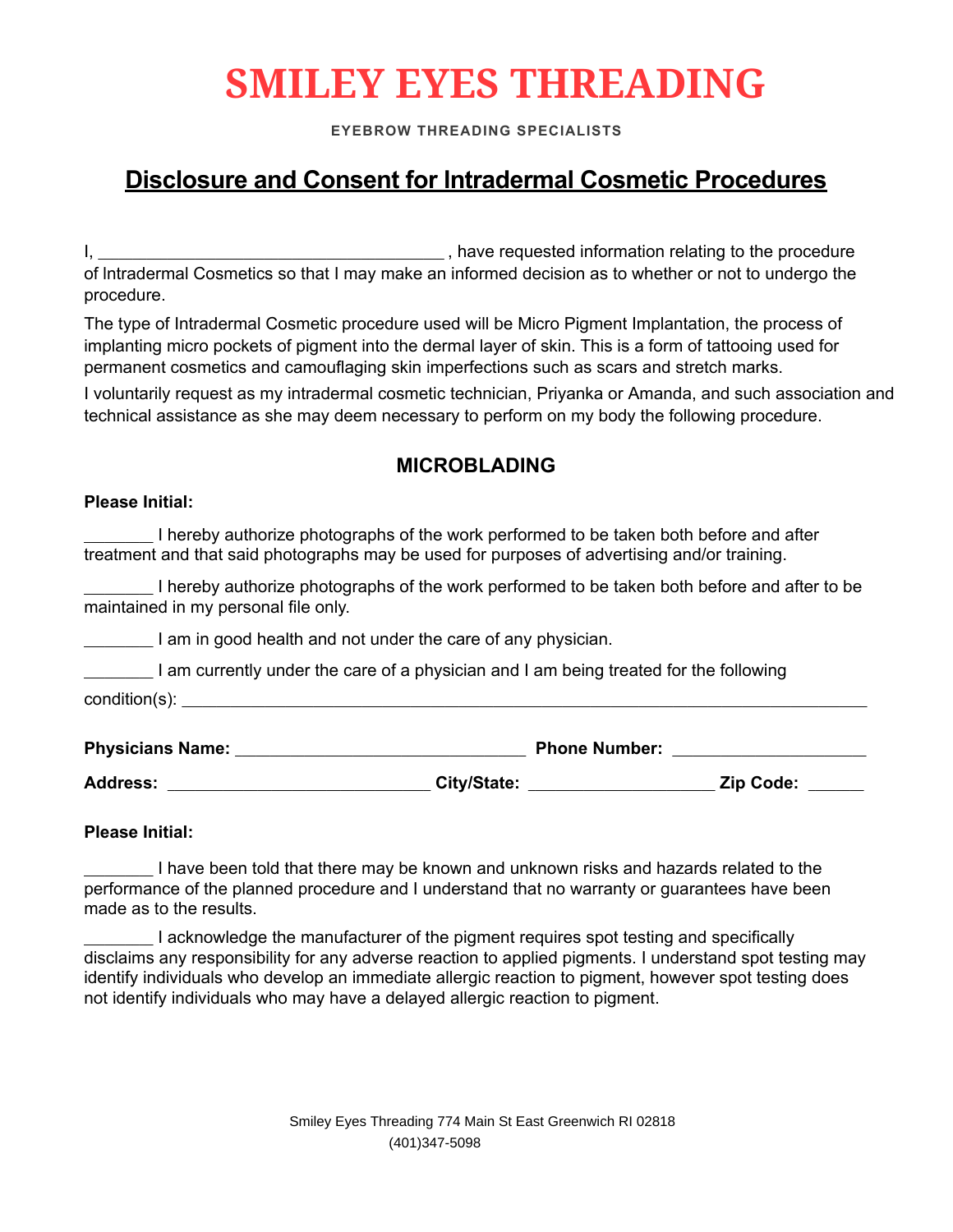# SMILEY EYES THREADING

**EYEBROW THREADING SPECIALISTS**

## Disclosure and Consent for Intradermal Cosmetic Procedures

I, ____________________________________ , have requested information relating to the procedure of Intradermal Cosmetics so that I may make an informed decision as to whether or not to undergo the procedure.

The type of Intradermal Cosmetic procedure used will be Micro Pigment Implantation, the process of implanting micro pockets of pigment into the dermal layer of skin. This is a form of tattooing used for permanent cosmetics and camouflaging skin imperfections such as scars and stretch marks.

I voluntarily request as my intradermal cosmetic technician, Priyanka or Amanda, and such association and technical assistance as she may deem necessary to perform on my body the following procedure.

### MICROBLADING

**Please Initial:**

_______ I hereby authorize photographs of the work performed to be taken both before and after treatment and that said photographs may be used for purposes of advertising and/or training.

_______ I hereby authorize photographs of the work performed to be taken both before and after to be maintained in my personal file only.

_______ I am in good health and not under the care of any physician.

_______ I am currently under the care of a physician and I am being treated for the following condition(s): ____________________________________________________________________

**Physicians Name:** ______________________________ **Phone Number:** ____________________

**Address:** ___________________________ **City/State:** ___________________ **Zip Code:** ______

**Please Initial:**

_______ I have been told that there may be known and unknown risks and hazards related to the performance of the planned procedure and I understand that no warranty or guarantees have been made as to the results.

_______ I acknowledge the manufacturer of the pigment requires spot testing and specifically disclaims any responsibility for any adverse reaction to applied pigments. I understand spot testing may identify individuals who develop an immediate allergic reaction to pigment, however spot testing does not identify individuals who may have a delayed allergic reaction to pigment.

Smiley Eyes Threading 774 Main St East Greenwich RI 02818
(401)347-5098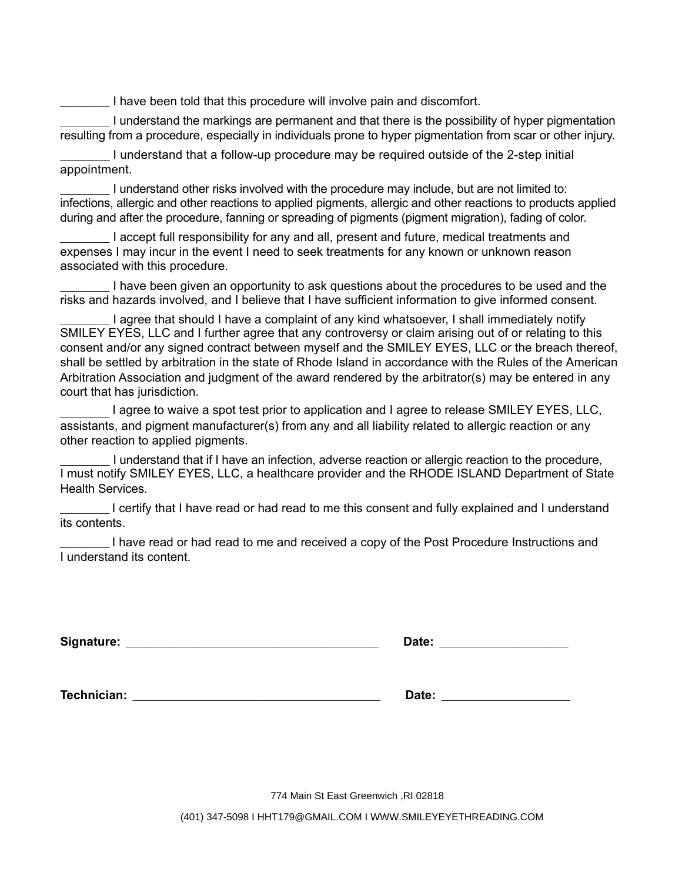_______ I have been told that this procedure will involve pain and discomfort.

_______ I understand the markings are permanent and that there is the possibility of hyper pigmentation resulting from a procedure, especially in individuals prone to hyper pigmentation from scar or other injury.

_______ I understand that a follow-up procedure may be required outside of the 2-step initial appointment.

_______ I understand other risks involved with the procedure may include, but are not limited to: infections, allergic and other reactions to applied pigments, allergic and other reactions to products applied during and after the procedure, fanning or spreading of pigments (pigment migration), fading of color.

_______ I accept full responsibility for any and all, present and future, medical treatments and expenses I may incur in the event I need to seek treatments for any known or unknown reason associated with this procedure.

_______ I have been given an opportunity to ask questions about the procedures to be used and the risks and hazards involved, and I believe that I have sufficient information to give informed consent.

_______ I agree that should I have a complaint of any kind whatsoever, I shall immediately notify SMILEY EYES, LLC and I further agree that any controversy or claim arising out of or relating to this consent and/or any signed contract between myself and the SMILEY EYES, LLC or the breach thereof, shall be settled by arbitration in the state of Rhode Island in accordance with the Rules of the American Arbitration Association and judgment of the award rendered by the arbitrator(s) may be entered in any court that has jurisdiction.

_______ I agree to waive a spot test prior to application and I agree to release SMILEY EYES, LLC, assistants, and pigment manufacturer(s) from any and all liability related to allergic reaction or any other reaction to applied pigments.

_______ I understand that if I have an infection, adverse reaction or allergic reaction to the procedure, I must notify SMILEY EYES, LLC, a healthcare provider and the RHODE ISLAND Department of State Health Services.

_______ I certify that I have read or had read to me this consent and fully explained and I understand its contents.

_______ I have read or had read to me and received a copy of the Post Procedure Instructions and I understand its content.

**Signature:** ______________________________ **Date:** ________________

**Technician:** ______________________________ **Date:** ________________

774 Main St East Greenwich ,RI 02818

(401) 347-5098 I HHT179@GMAIL.COM I WWW.SMILEYEYETHREADING.COM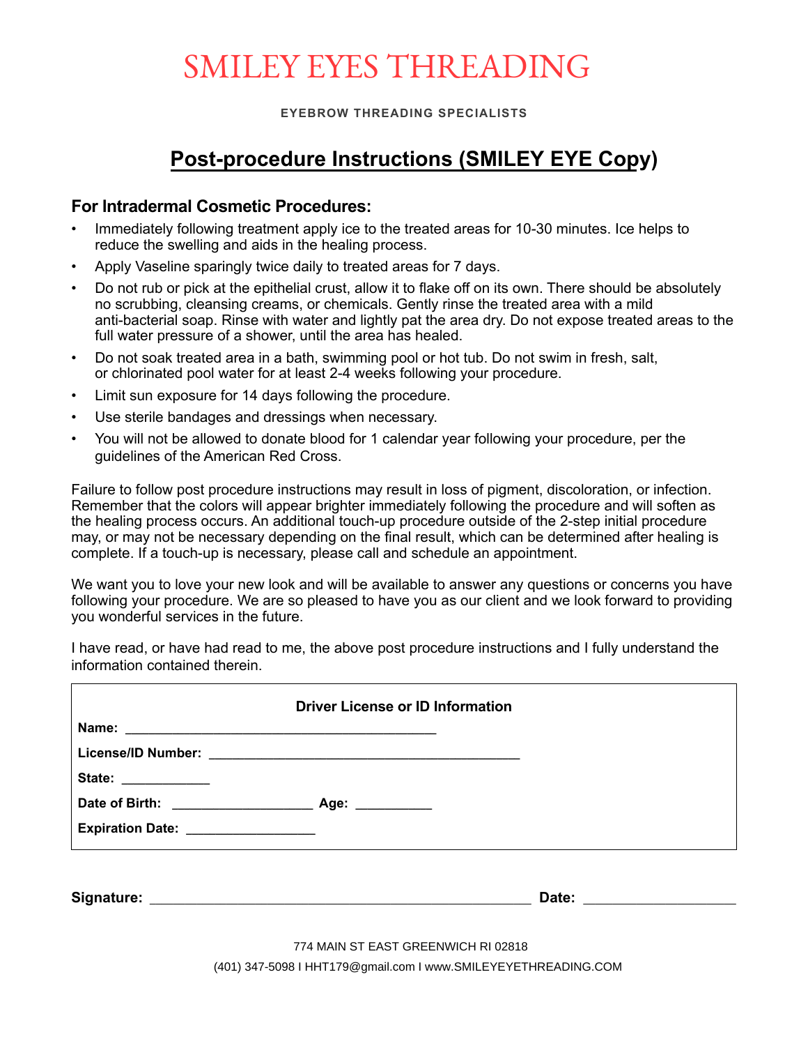# SMILEY EYES THREADING

**EYEBROW THREADING SPECIALISTS**

## Post-procedure Instructions (SMILEY EYE Copy)

### For Intradermal Cosmetic Procedures:

- Immediately following treatment apply ice to the treated areas for 10-30 minutes. Ice helps to reduce the swelling and aids in the healing process.
- Apply Vaseline sparingly twice daily to treated areas for 7 days.
- Do not rub or pick at the epithelial crust, allow it to flake off on its own. There should be absolutely no scrubbing, cleansing creams, or chemicals. Gently rinse the treated area with a mild anti-bacterial soap. Rinse with water and lightly pat the area dry. Do not expose treated areas to the full water pressure of a shower, until the area has healed.
- Do not soak treated area in a bath, swimming pool or hot tub. Do not swim in fresh, salt, or chlorinated pool water for at least 2-4 weeks following your procedure.
- Limit sun exposure for 14 days following the procedure.
- Use sterile bandages and dressings when necessary.
- You will not be allowed to donate blood for 1 calendar year following your procedure, per the guidelines of the American Red Cross.

Failure to follow post procedure instructions may result in loss of pigment, discoloration, or infection. Remember that the colors will appear brighter immediately following the procedure and will soften as the healing process occurs. An additional touch-up procedure outside of the 2-step initial procedure may, or may not be necessary depending on the final result, which can be determined after healing is complete. If a touch-up is necessary, please call and schedule an appointment.

We want you to love your new look and will be available to answer any questions or concerns you have following your procedure. We are so pleased to have you as our client and we look forward to providing you wonderful services in the future.

I have read, or have had read to me, the above post procedure instructions and I fully understand the information contained therein.

**Driver License or ID Information**

**Name:** ________________________________________

**License/ID Number:** ________________________________________

**State:** ____________

**Date of Birth:** ___________________ **Age:** __________

**Expiration Date:** _________________

**Signature:** _______________________________________________ **Date:** ___________________

774 MAIN ST EAST GREENWICH RI 02818

(401) 347-5098 I HHT179@gmail.com I www.SMILEYEYETHREADING.COM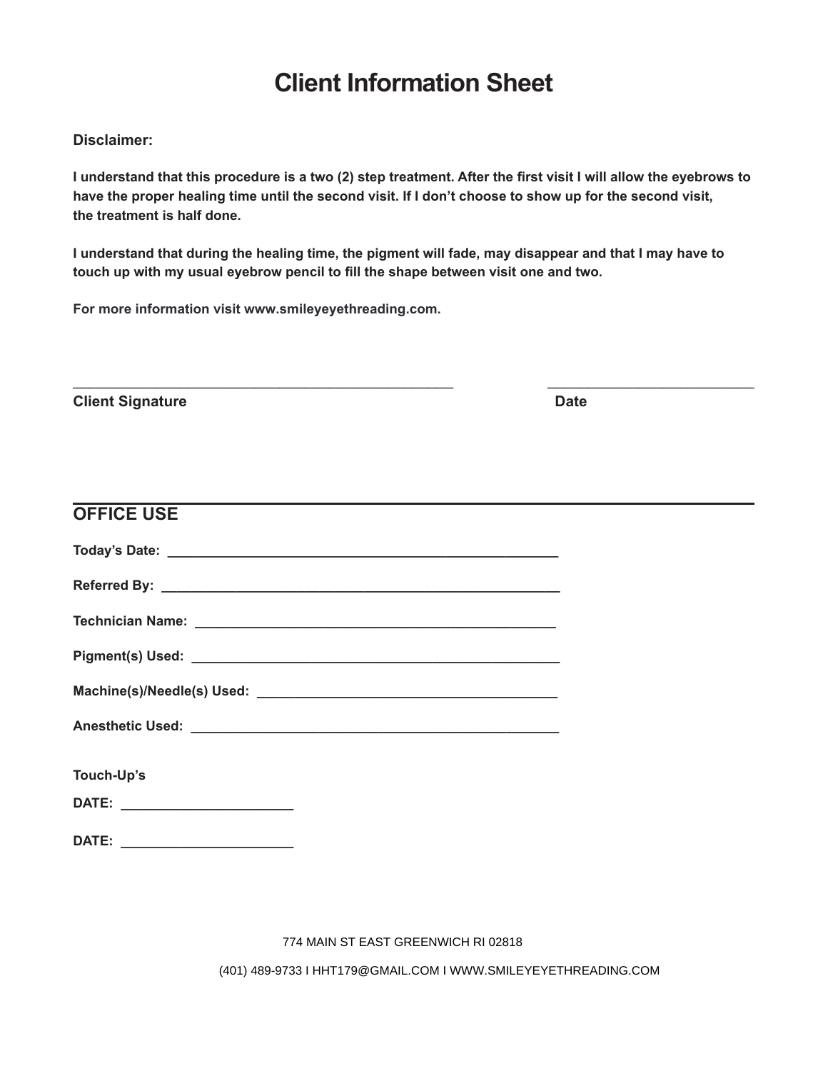# Client Information Sheet

**Disclaimer:**

**I understand that this procedure is a two (2) step treatment. After the first visit I will allow the eyebrows to have the proper healing time until the second visit. If I don't choose to show up for the second visit, the treatment is half done.**

**I understand that during the healing time, the pigment will fade, may disappear and that I may have to touch up with my usual eyebrow pencil to fill the shape between visit one and two.**

**For more information visit www.smileyeyethreading.com.**

_________________________________________________ ___________________________

**Client Signature** **Date**

## OFFICE USE

**Today's Date:** _________________________________________________

**Referred By:** _________________________________________________

**Technician Name:** _____________________________________________

**Pigment(s) Used:** _____________________________________________

**Machine(s)/Needle(s) Used:** ______________________________________

**Anesthetic Used:** _____________________________________________

**Touch-Up's**

**DATE:** ______________________

**DATE:** ______________________

774 MAIN ST EAST GREENWICH RI 02818

(401) 489-9733 I HHT179@GMAIL.COM I WWW.SMILEYEYETHREADING.COM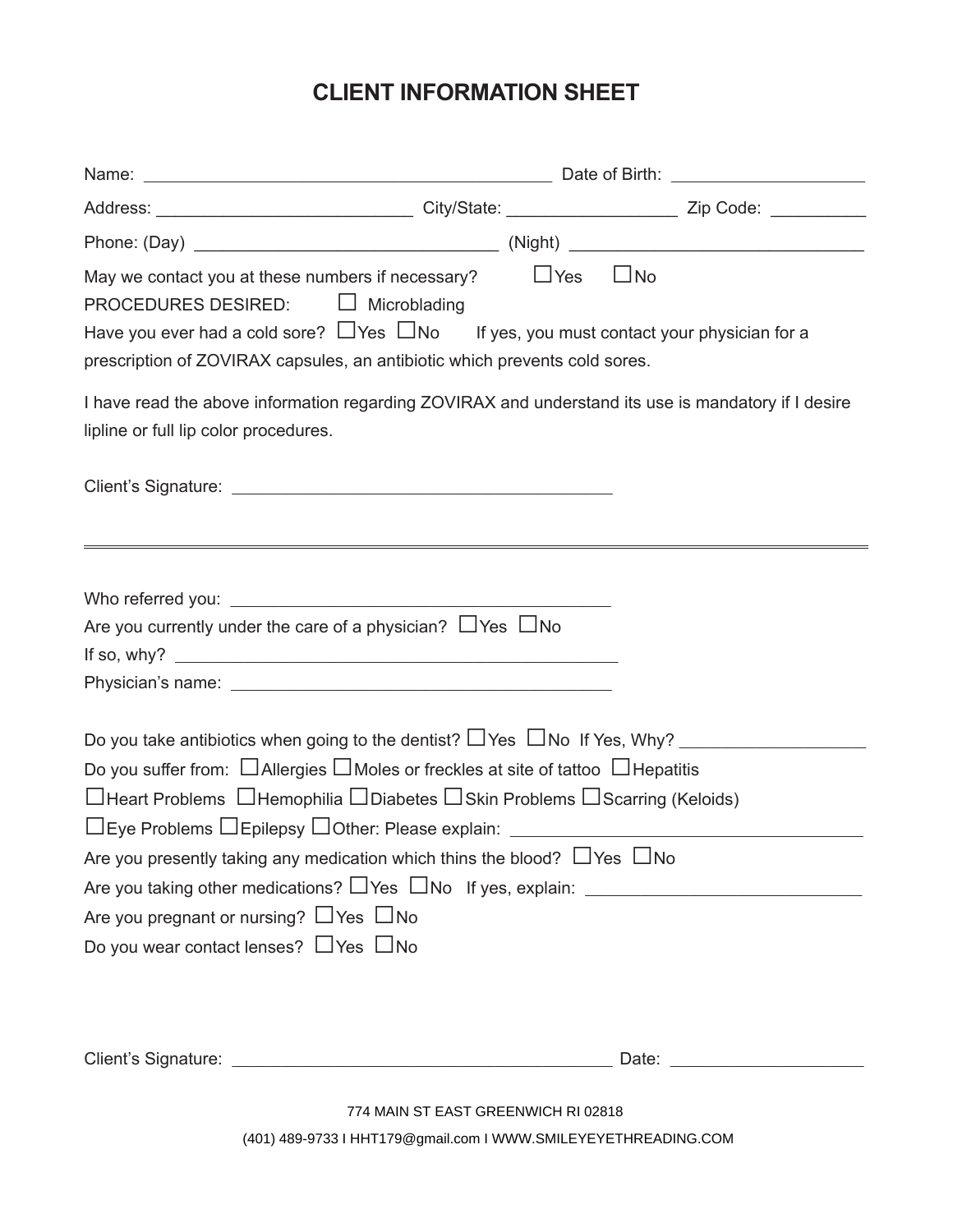# CLIENT INFORMATION SHEET

Name: ____________________________________________ Date of Birth: ____________________

Address: ___________________________ City/State: __________________ Zip Code: __________

Phone: (Day) _______________________________ (Night) _______________________________

May we contact you at these numbers if necessary? ☐Yes ☐No

PROCEDURES DESIRED: ☐ Microblading

Have you ever had a cold sore? ☐Yes ☐No If yes, you must contact your physician for a prescription of ZOVIRAX capsules, an antibiotic which prevents cold sores.

I have read the above information regarding ZOVIRAX and understand its use is mandatory if I desire lipline or full lip color procedures.

Client's Signature: ________________________________________

---

Who referred you: ________________________________________

Are you currently under the care of a physician? ☐Yes ☐No

If so, why? ________________________________________________

Physician's name: ________________________________________

Do you take antibiotics when going to the dentist? ☐Yes ☐No If Yes, Why? ____________________

Do you suffer from: ☐Allergies ☐Moles or freckles at site of tattoo ☐Hepatitis

☐Heart Problems ☐Hemophilia ☐Diabetes ☐Skin Problems ☐Scarring (Keloids)

☐Eye Problems ☐Epilepsy ☐Other: Please explain: ____________________________________

Are you presently taking any medication which thins the blood? ☐Yes ☐No

Are you taking other medications? ☐Yes ☐No If yes, explain: _____________________________

Are you pregnant or nursing? ☐Yes ☐No

Do you wear contact lenses? ☐Yes ☐No

Client's Signature: ________________________________________ Date: ____________________

774 MAIN ST EAST GREENWICH RI 02818

(401) 489-9733 I HHT179@gmail.com I WWW.SMILEYEYETHREADING.COM